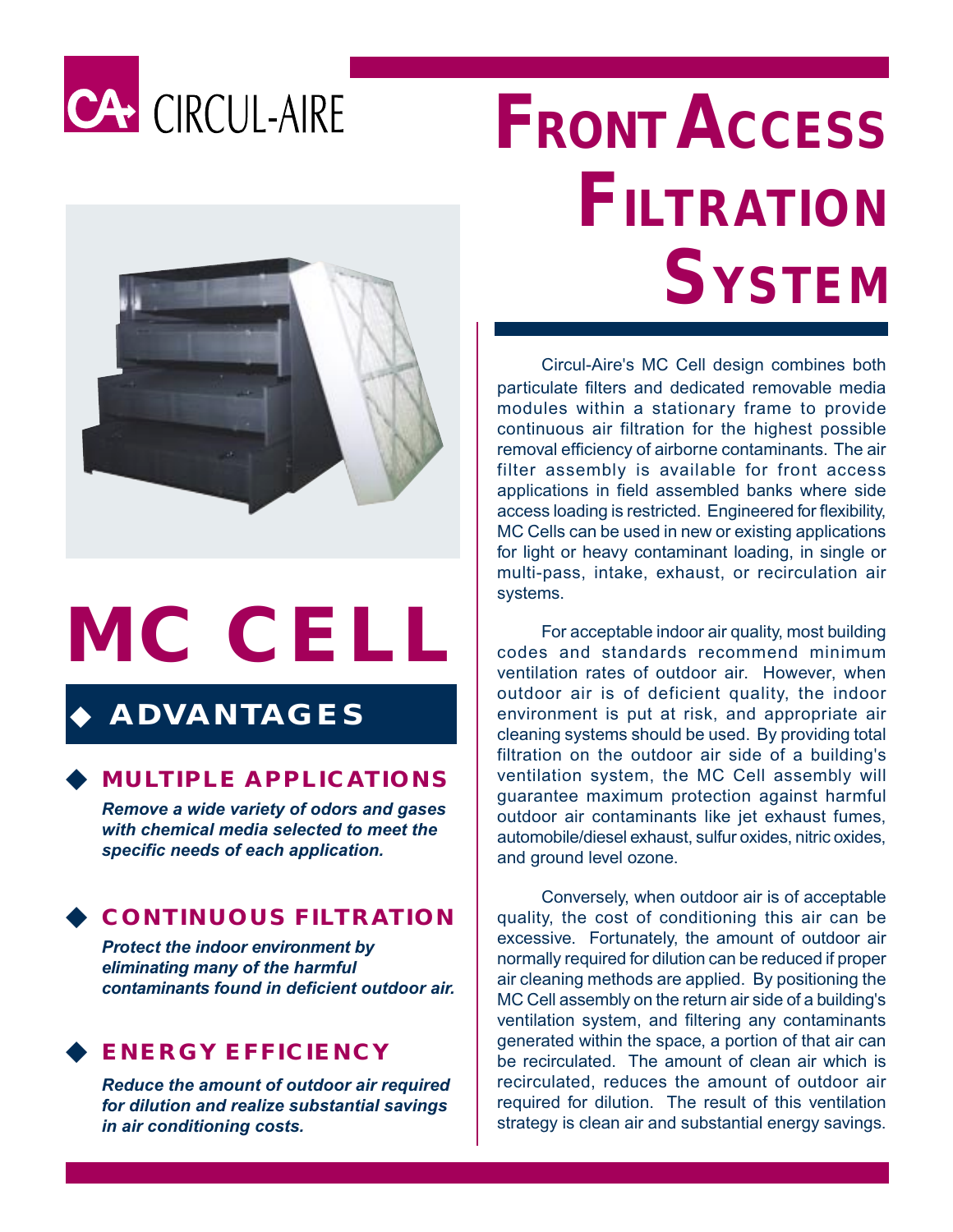CIRCUL-AIRE

# FRONT ACCESS FILTRATION SYSTEM

# MC CELL

## ADVANTAGES

### MULTIPLE APPLICATIONS

***Remove a wide variety of odors and gases with chemical media selected to meet the specific needs of each application.***

### CONTINUOUS FILTRATION

***Protect the indoor environment by eliminating many of the harmful contaminants found in deficient outdoor air.***

### ENERGY EFFICIENCY

***Reduce the amount of outdoor air required for dilution and realize substantial savings in air conditioning costs.***

Circul-Aire's MC Cell design combines both particulate filters and dedicated removable media modules within a stationary frame to provide continuous air filtration for the highest possible removal efficiency of airborne contaminants. The air filter assembly is available for front access applications in field assembled banks where side access loading is restricted. Engineered for flexibility, MC Cells can be used in new or existing applications for light or heavy contaminant loading, in single or multi-pass, intake, exhaust, or recirculation air systems.

For acceptable indoor air quality, most building codes and standards recommend minimum ventilation rates of outdoor air. However, when outdoor air is of deficient quality, the indoor environment is put at risk, and appropriate air cleaning systems should be used. By providing total filtration on the outdoor air side of a building's ventilation system, the MC Cell assembly will guarantee maximum protection against harmful outdoor air contaminants like jet exhaust fumes, automobile/diesel exhaust, sulfur oxides, nitric oxides, and ground level ozone.

Conversely, when outdoor air is of acceptable quality, the cost of conditioning this air can be excessive. Fortunately, the amount of outdoor air normally required for dilution can be reduced if proper air cleaning methods are applied. By positioning the MC Cell assembly on the return air side of a building's ventilation system, and filtering any contaminants generated within the space, a portion of that air can be recirculated. The amount of clean air which is recirculated, reduces the amount of outdoor air required for dilution. The result of this ventilation strategy is clean air and substantial energy savings.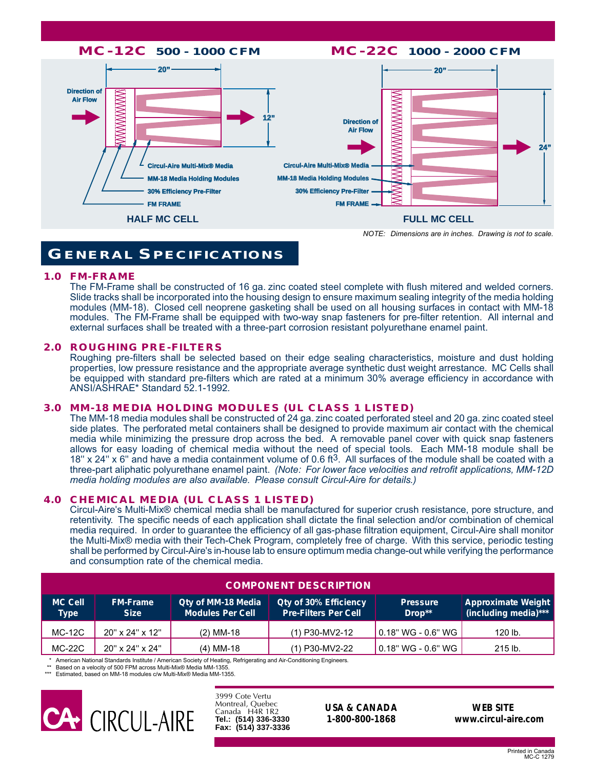## MC-12C 500 - 1000 CFM

20"

12"

Direction of Air Flow

Circul-Aire Multi-Mix® Media

MM-18 Media Holding Modules

30% Efficiency Pre-Filter

FM FRAME

HALF MC CELL

## MC-22C 1000 - 2000 CFM

20"

24"

Direction of Air Flow

Circul-Aire Multi-Mix® Media

MM-18 Media Holding Modules

30% Efficiency Pre-Filter

FM FRAME

FULL MC CELL

*NOTE: Dimensions are in inches. Drawing is not to scale.*

# GENERAL SPECIFICATIONS

### 1.0 FM-FRAME

The FM-Frame shall be constructed of 16 ga. zinc coated steel complete with flush mitered and welded corners. Slide tracks shall be incorporated into the housing design to ensure maximum sealing integrity of the media holding modules (MM-18). Closed cell neoprene gasketing shall be used on all housing surfaces in contact with MM-18 modules. The FM-Frame shall be equipped with two-way snap fasteners for pre-filter retention. All internal and external surfaces shall be treated with a three-part corrosion resistant polyurethane enamel paint.

### 2.0 ROUGHING PRE-FILTERS

Roughing pre-filters shall be selected based on their edge sealing characteristics, moisture and dust holding properties, low pressure resistance and the appropriate average synthetic dust weight arrestance. MC Cells shall be equipped with standard pre-filters which are rated at a minimum 30% average efficiency in accordance with ANSI/ASHRAE* Standard 52.1-1992.

### 3.0 MM-18 MEDIA HOLDING MODULES (UL CLASS 1 LISTED)

The MM-18 media modules shall be constructed of 24 ga. zinc coated perforated steel and 20 ga. zinc coated steel side plates. The perforated metal containers shall be designed to provide maximum air contact with the chemical media while minimizing the pressure drop across the bed. A removable panel cover with quick snap fasteners allows for easy loading of chemical media without the need of special tools. Each MM-18 module shall be 18" x 24" x 6" and have a media containment volume of 0.6 $ft^3$. All surfaces of the module shall be coated with a three-part aliphatic polyurethane enamel paint. *(Note: For lower face velocities and retrofit applications, MM-12D media holding modules are also available. Please consult Circul-Aire for details.)*

### 4.0 CHEMICAL MEDIA (UL CLASS 1 LISTED)

Circul-Aire's Multi-Mix® chemical media shall be manufactured for superior crush resistance, pore structure, and retentivity. The specific needs of each application shall dictate the final selection and/or combination of chemical media required. In order to guarantee the efficiency of all gas-phase filtration equipment, Circul-Aire shall monitor the Multi-Mix® media with their Tech-Chek Program, completely free of charge. With this service, periodic testing shall be performed by Circul-Aire's in-house lab to ensure optimum media change-out while verifying the performance and consumption rate of the chemical media.

**COMPONENT DESCRIPTION**

| MC Cell Type | FM-Frame Size | Qty of MM-18 Media Modules Per Cell | Qty of 30% Efficiency Pre-Filters Per Cell | Pressure Drop** | Approximate Weight (including media)*** |
|---|---|---|---|---|---|
| MC-12C | 20" x 24" x 12" | (2) MM-18 | (1) P30-MV2-12 | 0.18" WG - 0.6" WG | 120 lb. |
| MC-22C | 20" x 24" x 24" | (4) MM-18 | (1) P30-MV2-22 | 0.18" WG - 0.6" WG | 215 lb. |

\* American National Standards Institute / American Society of Heating, Refrigerating and Air-Conditioning Engineers.
\** Based on a velocity of 500 FPM across Multi-Mix® Media MM-1355.
\*** Estimated, based on MM-18 modules c/w Multi-Mix® Media MM-1355.

CA CIRCUL-AIRE

3999 Cote Vertu
Montreal, Quebec
Canada H4R 1R2
**Tel.: (514) 336-3330**
**Fax: (514) 337-3336**

**USA & CANADA**
**1-800-800-1868**

**WEB SITE**
**www.circul-aire.com**

Printed in Canada
MC-C 1279